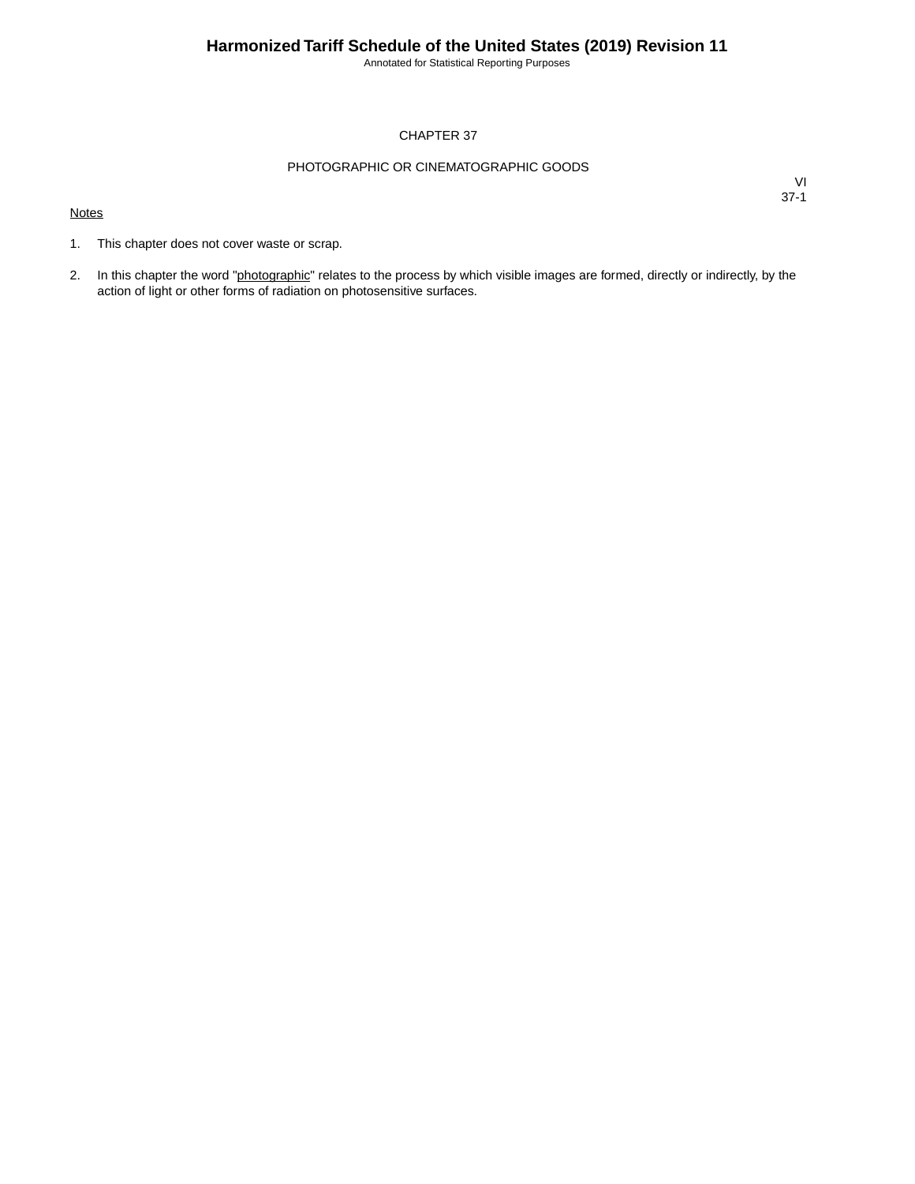# CHAPTER 37

## PHOTOGRAPHIC OR CINEMATOGRAPHIC GOODS

Notes

1. This chapter does not cover waste or scrap.

2. In this chapter the word "photographic" relates to the process by which visible images are formed, directly or indirectly, by the action of light or other forms of radiation on photosensitive surfaces.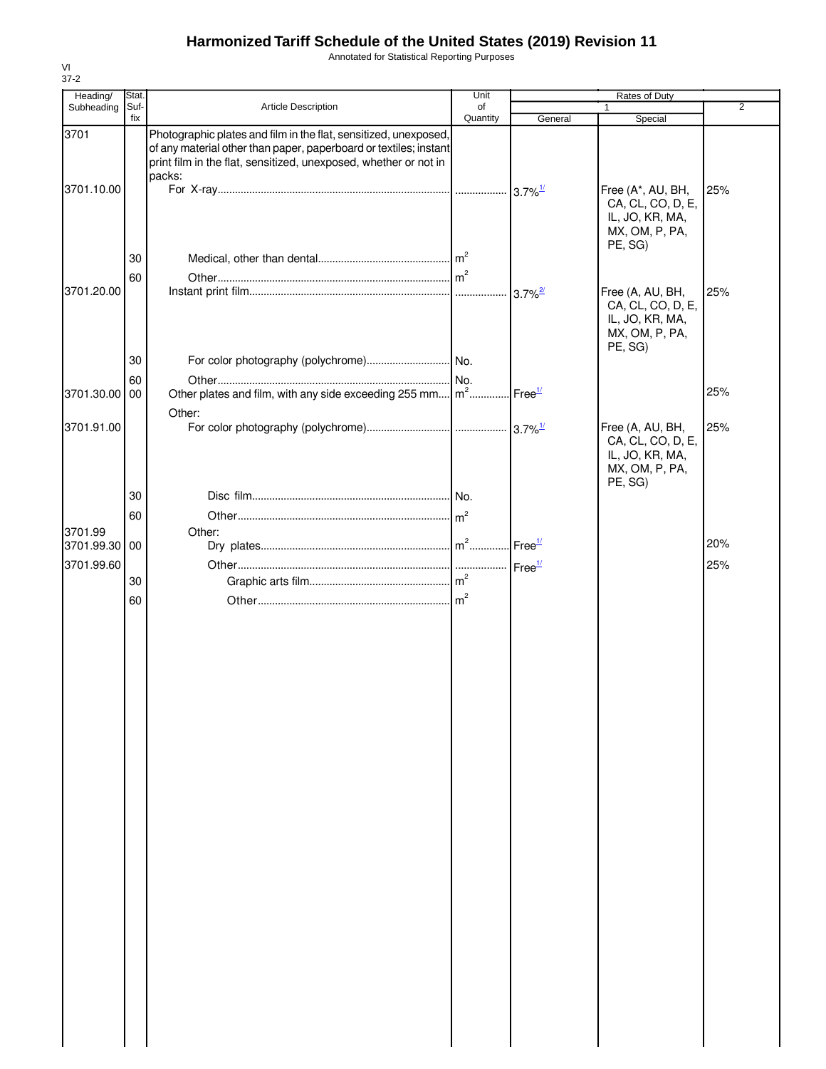# Harmonized Tariff Schedule of the United States (2019) Revision 11

Annotated for Statistical Reporting Purposes

VI
37-2

| Heading/ Subheading | Stat. Suf-fix | Article Description | Unit of Quantity | Rates of Duty 1 General | Rates of Duty 1 Special | Rates of Duty 2 |
|---|---|---|---|---|---|---|
| 3701 | | Photographic plates and film in the flat, sensitized, unexposed, of any material other than paper, paperboard or textiles; instant print film in the flat, sensitized, unexposed, whether or not in packs: | | | | |
| 3701.10.00 | | For X-ray | | 3.7%[1/] | Free (A*, AU, BH, CA, CL, CO, D, E, IL, JO, KR, MA, MX, OM, P, PA, PE, SG) | 25% |
| | 30 | Medical, other than dental | $m^2$ | | | |
| | 60 | Other | $m^2$ | | | |
| 3701.20.00 | | Instant print film | | 3.7%[2/] | Free (A, AU, BH, CA, CL, CO, D, E, IL, JO, KR, MA, MX, OM, P, PA, PE, SG) | 25% |
| | 30 | For color photography (polychrome) | No. | | | |
| | 60 | Other | No. | | | |
| 3701.30.00 | 00 | Other plates and film, with any side exceeding 255 mm | $m^2$ | Free[1/] | | 25% |
| | | Other: | | | | |
| 3701.91.00 | | For color photography (polychrome) | | 3.7%[1/] | Free (A, AU, BH, CA, CL, CO, D, E, IL, JO, KR, MA, MX, OM, P, PA, PE, SG) | 25% |
| | 30 | Disc film | No. | | | |
| | 60 | Other | $m^2$ | | | |
| 3701.99 | | Other: | | | | |
| 3701.99.30 | 00 | Dry plates | $m^2$ | Free[1/] | | 20% |
| 3701.99.60 | | Other | | Free[1/] | | 25% |
| | 30 | Graphic arts film | $m^2$ | | | |
| | 60 | Other | $m^2$ | | | |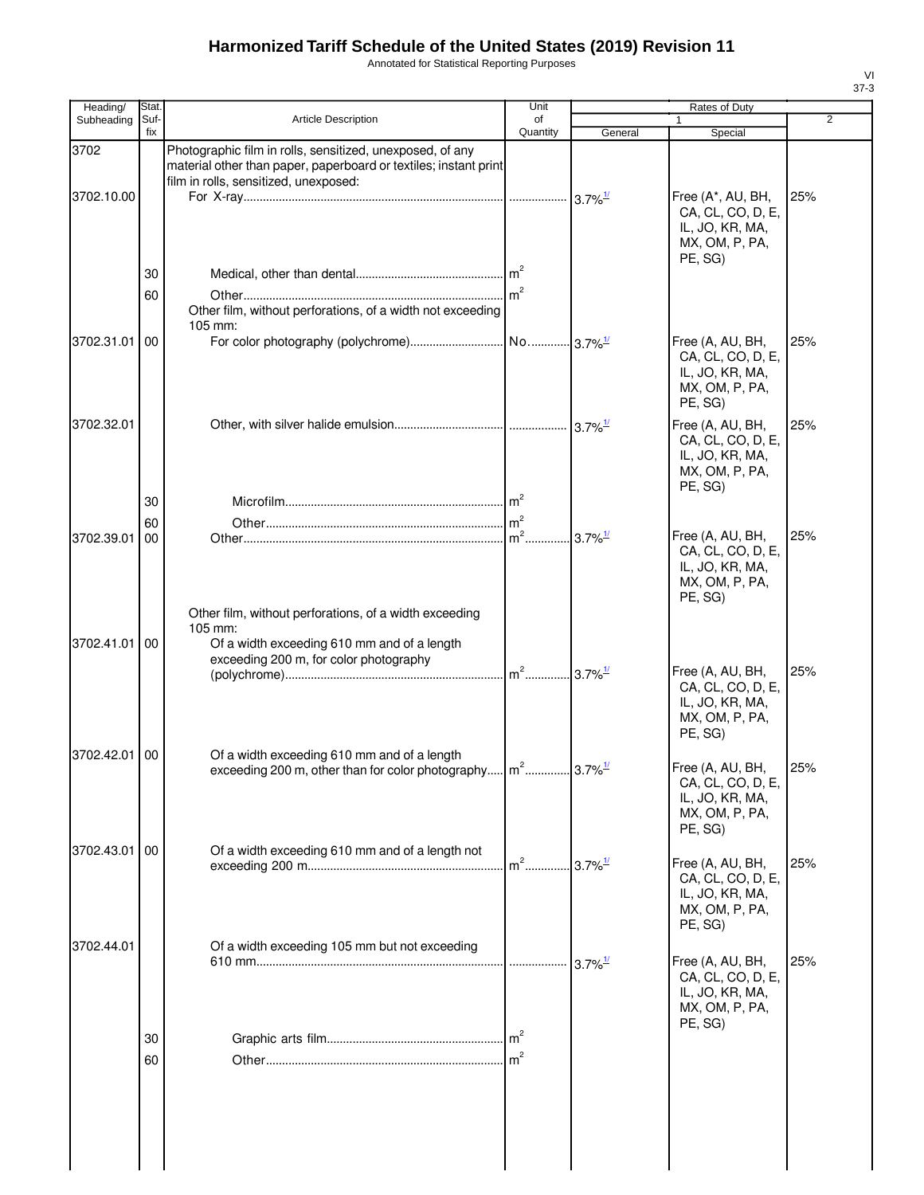# Harmonized Tariff Schedule of the United States (2019) Revision 11

Annotated for Statistical Reporting Purposes

| Heading/ Subheading | Stat. Suf- fix | Article Description | Unit of Quantity | Rates of Duty 1 General | Rates of Duty 1 Special | Rates of Duty 2 |
|---|---|---|---|---|---|---|
| 3702 | | Photographic film in rolls, sensitized, unexposed, of any material other than paper, paperboard or textiles; instant print film in rolls, sensitized, unexposed: | | | | |
| 3702.10.00 | | For X-ray | | 3.7%[1/] | Free (A*, AU, BH, CA, CL, CO, D, E, IL, JO, KR, MA, MX, OM, P, PA, PE, SG) | 25% |
| | 30 | Medical, other than dental | $m^2$ | | | |
| | 60 | Other | $m^2$ | | | |
| | | Other film, without perforations, of a width not exceeding 105 mm: | | | | |
| 3702.31.01 | 00 | For color photography (polychrome) | No. | 3.7%[1/] | Free (A, AU, BH, CA, CL, CO, D, E, IL, JO, KR, MA, MX, OM, P, PA, PE, SG) | 25% |
| 3702.32.01 | | Other, with silver halide emulsion | | 3.7%[1/] | Free (A, AU, BH, CA, CL, CO, D, E, IL, JO, KR, MA, MX, OM, P, PA, PE, SG) | 25% |
| | 30 | Microfilm | $m^2$ | | | |
| | 60 | Other | $m^2$ | | | |
| 3702.39.01 | 00 | Other | $m^2$ | 3.7%[1/] | Free (A, AU, BH, CA, CL, CO, D, E, IL, JO, KR, MA, MX, OM, P, PA, PE, SG) | 25% |
| | | Other film, without perforations, of a width exceeding 105 mm: | | | | |
| 3702.41.01 | 00 | Of a width exceeding 610 mm and of a length exceeding 200 m, for color photography (polychrome) | $m^2$ | 3.7%[1/] | Free (A, AU, BH, CA, CL, CO, D, E, IL, JO, KR, MA, MX, OM, P, PA, PE, SG) | 25% |
| 3702.42.01 | 00 | Of a width exceeding 610 mm and of a length exceeding 200 m, other than for color photography | $m^2$ | 3.7%[1/] | Free (A, AU, BH, CA, CL, CO, D, E, IL, JO, KR, MA, MX, OM, P, PA, PE, SG) | 25% |
| 3702.43.01 | 00 | Of a width exceeding 610 mm and of a length not exceeding 200 m | $m^2$ | 3.7%[1/] | Free (A, AU, BH, CA, CL, CO, D, E, IL, JO, KR, MA, MX, OM, P, PA, PE, SG) | 25% |
| 3702.44.01 | | Of a width exceeding 105 mm but not exceeding 610 mm | | 3.7%[1/] | Free (A, AU, BH, CA, CL, CO, D, E, IL, JO, KR, MA, MX, OM, P, PA, PE, SG) | 25% |
| | 30 | Graphic arts film | $m^2$ | | | |
| | 60 | Other | $m^2$ | | | |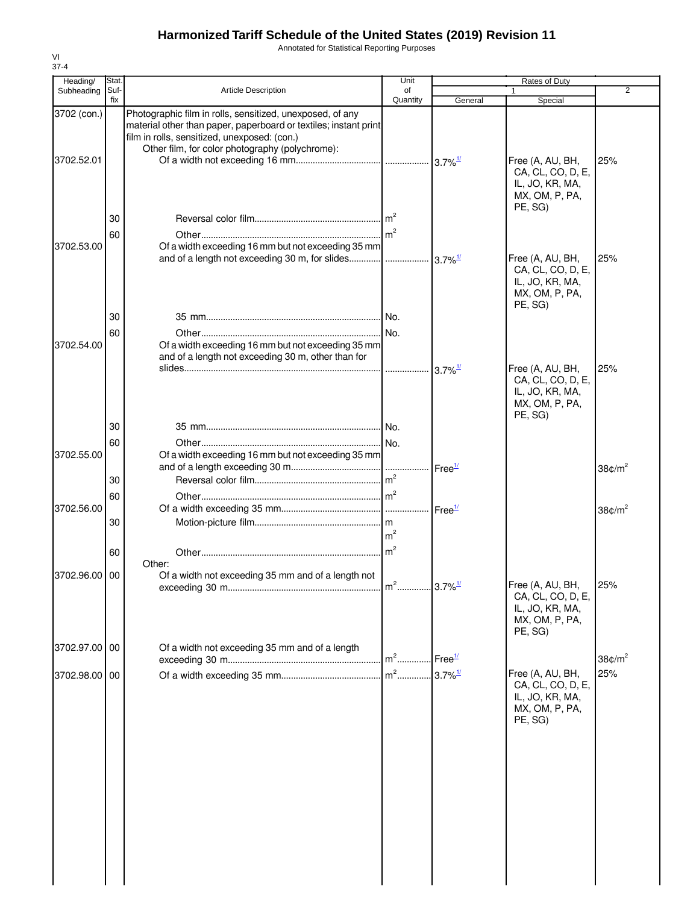# Harmonized Tariff Schedule of the United States (2019) Revision 11

Annotated for Statistical Reporting Purposes

VI
37-4

| Heading/ Subheading | Stat. Suf-fix | Article Description | Unit of Quantity | Rates of Duty 1 General | Special | 2 |
|---|---|---|---|---|---|---|
| 3702 (con.) | | Photographic film in rolls, sensitized, unexposed, of any material other than paper, paperboard or textiles; instant print film in rolls, sensitized, unexposed: (con.) | | | | |
| | | Other film, for color photography (polychrome): | | | | |
| 3702.52.01 | | Of a width not exceeding 16 mm | | 3.7%[1/] | Free (A, AU, BH, CA, CL, CO, D, E, IL, JO, KR, MA, MX, OM, P, PA, PE, SG) | 25% |
| | 30 | Reversal color film | $m^2$ | | | |
| | 60 | Other | $m^2$ | | | |
| 3702.53.00 | | Of a width exceeding 16 mm but not exceeding 35 mm and of a length not exceeding 30 m, for slides | | 3.7%[1/] | Free (A, AU, BH, CA, CL, CO, D, E, IL, JO, KR, MA, MX, OM, P, PA, PE, SG) | 25% |
| | 30 | 35 mm | No. | | | |
| | 60 | Other | No. | | | |
| 3702.54.00 | | Of a width exceeding 16 mm but not exceeding 35 mm and of a length not exceeding 30 m, other than for slides | | 3.7%[1/] | Free (A, AU, BH, CA, CL, CO, D, E, IL, JO, KR, MA, MX, OM, P, PA, PE, SG) | 25% |
| | 30 | 35 mm | No. | | | |
| | 60 | Other | No. | | | |
| 3702.55.00 | | Of a width exceeding 16 mm but not exceeding 35 mm and of a length exceeding 30 m | | Free[1/] | | 38¢/$m^2$ |
| | 30 | Reversal color film | $m^2$ | | | |
| | 60 | Other | $m^2$ | | | |
| 3702.56.00 | | Of a width exceeding 35 mm | | Free[1/] | | 38¢/$m^2$ |
| | 30 | Motion-picture film | m $m^2$ | | | |
| | 60 | Other | $m^2$ | | | |
| | | Other: | | | | |
| 3702.96.00 | 00 | Of a width not exceeding 35 mm and of a length not exceeding 30 m | $m^2$ | 3.7%[1/] | Free (A, AU, BH, CA, CL, CO, D, E, IL, JO, KR, MA, MX, OM, P, PA, PE, SG) | 25% |
| 3702.97.00 | 00 | Of a width not exceeding 35 mm and of a length exceeding 30 m | $m^2$ | Free[1/] | | 38¢/$m^2$ |
| 3702.98.00 | 00 | Of a width exceeding 35 mm | $m^2$ | 3.7%[1/] | Free (A, AU, BH, CA, CL, CO, D, E, IL, JO, KR, MA, MX, OM, P, PA, PE, SG) | 25% |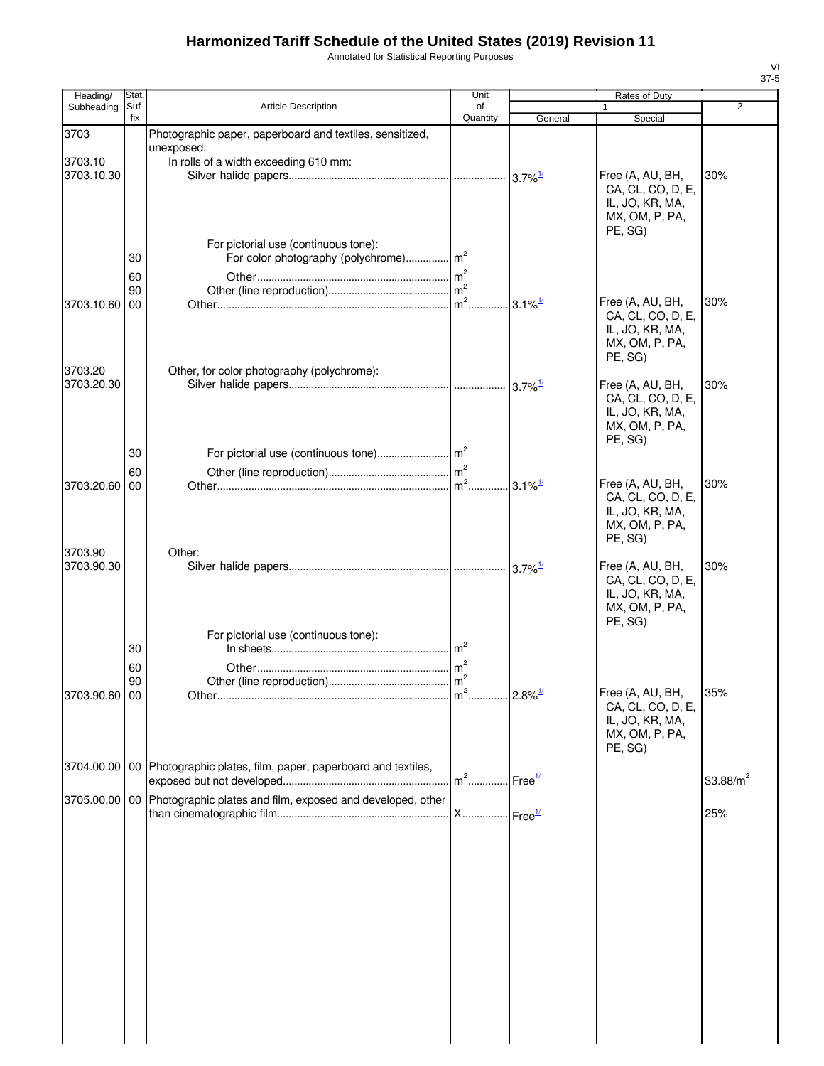# Harmonized Tariff Schedule of the United States (2019) Revision 11

Annotated for Statistical Reporting Purposes

| Heading/ Subheading | Stat. Suf- fix | Article Description | Unit of Quantity | Rates of Duty 1 General | Special | 2 |
|---|---|---|---|---|---|---|
| 3703 | | Photographic paper, paperboard and textiles, sensitized, unexposed: | | | | |
| 3703.10 | | In rolls of a width exceeding 610 mm: | | | | |
| 3703.10.30 | | Silver halide papers | | 3.7%[1/] | Free (A, AU, BH, CA, CL, CO, D, E, IL, JO, KR, MA, MX, OM, P, PA, PE, SG) | 30% |
| | | For pictorial use (continuous tone): | | | | |
| | 30 | For color photography (polychrome) | $m^2$ | | | |
| | 60 | Other | $m^2$ | | | |
| | 90 | Other (line reproduction) | $m^2$ | | | |
| 3703.10.60 | 00 | Other | $m^2$ | 3.1%[1/] | Free (A, AU, BH, CA, CL, CO, D, E, IL, JO, KR, MA, MX, OM, P, PA, PE, SG) | 30% |
| 3703.20 | | Other, for color photography (polychrome): | | | | |
| 3703.20.30 | | Silver halide papers | | 3.7%[1/] | Free (A, AU, BH, CA, CL, CO, D, E, IL, JO, KR, MA, MX, OM, P, PA, PE, SG) | 30% |
| | 30 | For pictorial use (continuous tone) | $m^2$ | | | |
| | 60 | Other (line reproduction) | $m^2$ | | | |
| 3703.20.60 | 00 | Other | $m^2$ | 3.1%[1/] | Free (A, AU, BH, CA, CL, CO, D, E, IL, JO, KR, MA, MX, OM, P, PA, PE, SG) | 30% |
| 3703.90 | | Other: | | | | |
| 3703.90.30 | | Silver halide papers | | 3.7%[1/] | Free (A, AU, BH, CA, CL, CO, D, E, IL, JO, KR, MA, MX, OM, P, PA, PE, SG) | 30% |
| | | For pictorial use (continuous tone): | | | | |
| | 30 | In sheets | $m^2$ | | | |
| | 60 | Other | $m^2$ | | | |
| | 90 | Other (line reproduction) | $m^2$ | | | |
| 3703.90.60 | 00 | Other | $m^2$ | 2.8%[1/] | Free (A, AU, BH, CA, CL, CO, D, E, IL, JO, KR, MA, MX, OM, P, PA, PE, SG) | 35% |
| 3704.00.00 | 00 | Photographic plates, film, paper, paperboard and textiles, exposed but not developed | $m^2$ | Free[1/] | | $3.88/m^2$ |
| 3705.00.00 | 00 | Photographic plates and film, exposed and developed, other than cinematographic film | X | Free[1/] | | 25% |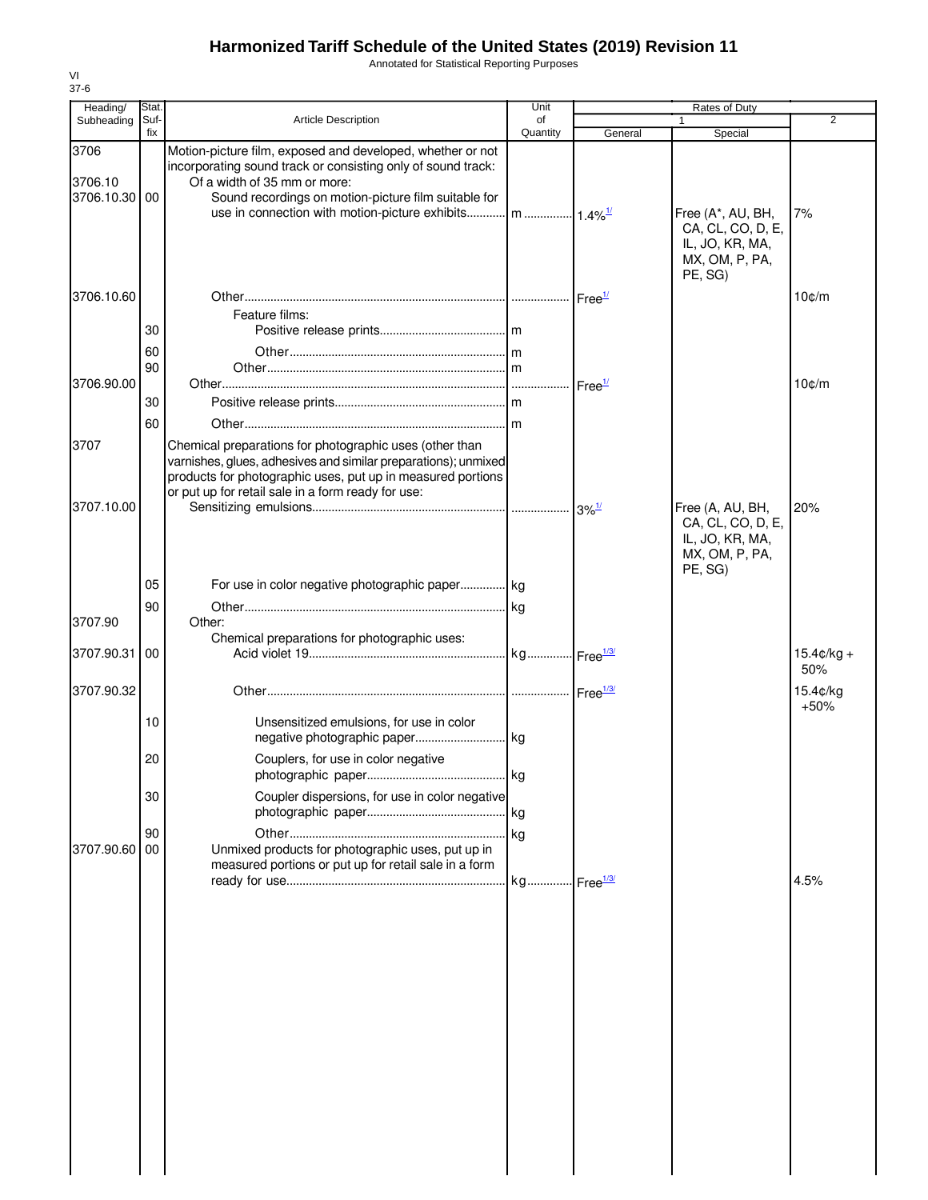# Harmonized Tariff Schedule of the United States (2019) Revision 11

Annotated for Statistical Reporting Purposes

VI
37-6

| Heading/ Subheading | Stat. Suf-fix | Article Description | Unit of Quantity | Rates of Duty 1 General | Rates of Duty 1 Special | Rates of Duty 2 |
|---|---|---|---|---|---|---|
| 3706 | | Motion-picture film, exposed and developed, whether or not incorporating sound track or consisting only of sound track: | | | | |
| 3706.10 | | Of a width of 35 mm or more: | | | | |
| 3706.10.30 | 00 | Sound recordings on motion-picture film suitable for use in connection with motion-picture exhibits | m | 1.4%1/ | Free (A*, AU, BH, CA, CL, CO, D, E, IL, JO, KR, MA, MX, OM, P, PA, PE, SG) | 7% |
| 3706.10.60 | | Other | | Free1/ | | 10¢/m |
| | | Feature films: | | | | |
| | 30 | Positive release prints | m | | | |
| | 60 | Other | m | | | |
| | 90 | Other | m | | | |
| 3706.90.00 | | Other | | Free1/ | | 10¢/m |
| | 30 | Positive release prints | m | | | |
| | 60 | Other | m | | | |
| 3707 | | Chemical preparations for photographic uses (other than varnishes, glues, adhesives and similar preparations); unmixed products for photographic uses, put up in measured portions or put up for retail sale in a form ready for use: | | | | |
| 3707.10.00 | | Sensitizing emulsions | | 3%1/ | Free (A, AU, BH, CA, CL, CO, D, E, IL, JO, KR, MA, MX, OM, P, PA, PE, SG) | 20% |
| | 05 | For use in color negative photographic paper | kg | | | |
| | 90 | Other | kg | | | |
| 3707.90 | | Other: | | | | |
| | | Chemical preparations for photographic uses: | | | | |
| 3707.90.31 | 00 | Acid violet 19 | kg | Free1/3/ | | 15.4¢/kg + 50% |
| 3707.90.32 | | Other | | Free1/3/ | | 15.4¢/kg +50% |
| | 10 | Unsensitized emulsions, for use in color negative photographic paper | kg | | | |
| | 20 | Couplers, for use in color negative photographic paper | kg | | | |
| | 30 | Coupler dispersions, for use in color negative photographic paper | kg | | | |
| | 90 | Other | kg | | | |
| 3707.90.60 | 00 | Unmixed products for photographic uses, put up in measured portions or put up for retail sale in a form ready for use | kg | Free1/3/ | | 4.5% |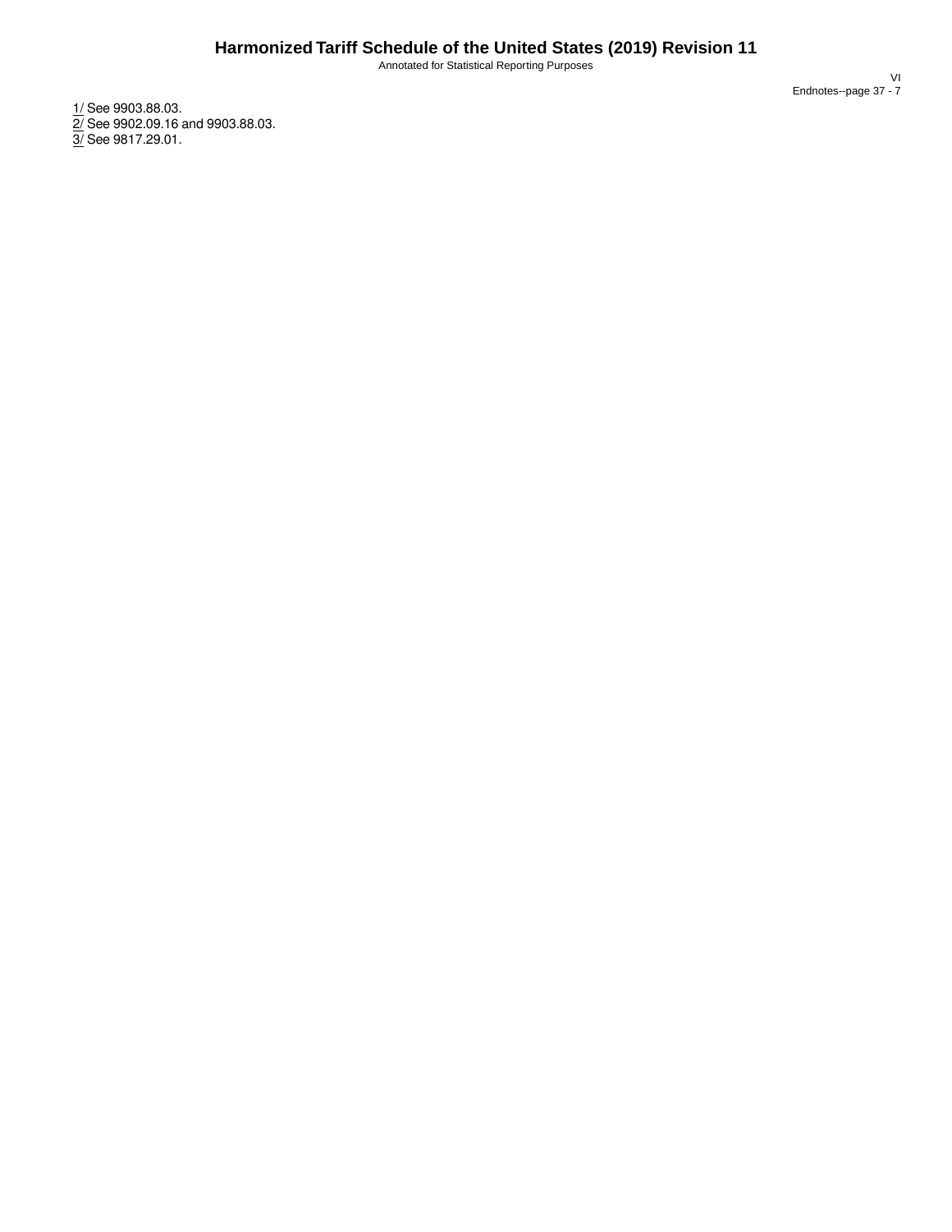1/ See 9903.88.03.
2/ See 9902.09.16 and 9903.88.03.
3/ See 9817.29.01.